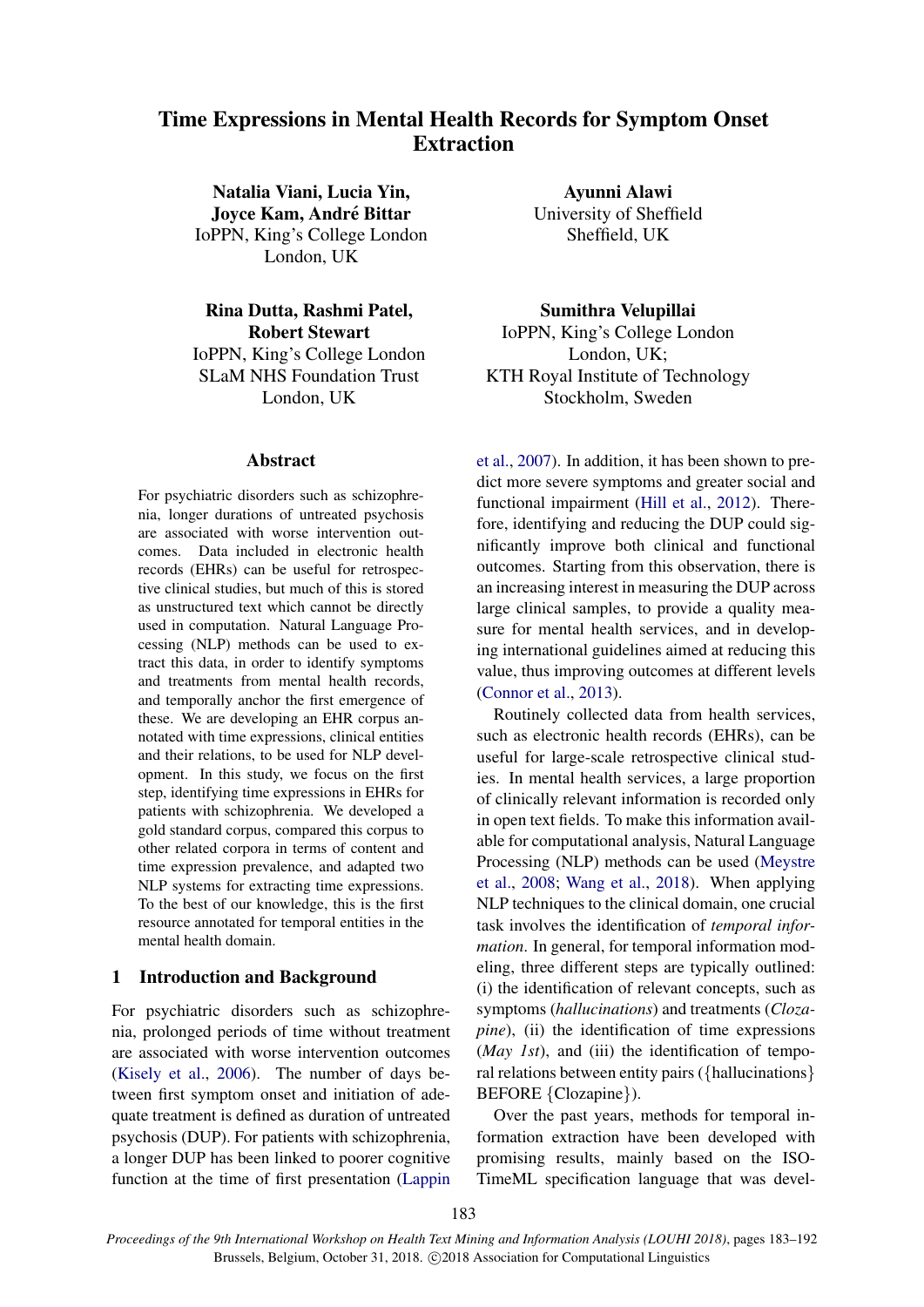# Time Expressions in Mental Health Records for Symptom Onset Extraction

**Natalia Viani, Lucia Yin, Joyce Kam, André Bittar**
IoPPN, King's College London
London, UK

**Ayunni Alawi**
University of Sheffield
Sheffield, UK

**Rina Dutta, Rashmi Patel, Robert Stewart**
IoPPN, King's College London
SLaM NHS Foundation Trust
London, UK

**Sumithra Velupillai**
IoPPN, King's College London
London, UK;
KTH Royal Institute of Technology
Stockholm, Sweden

## Abstract

For psychiatric disorders such as schizophrenia, longer durations of untreated psychosis are associated with worse intervention outcomes. Data included in electronic health records (EHRs) can be useful for retrospective clinical studies, but much of this is stored as unstructured text which cannot be directly used in computation. Natural Language Processing (NLP) methods can be used to extract this data, in order to identify symptoms and treatments from mental health records, and temporally anchor the first emergence of these. We are developing an EHR corpus annotated with time expressions, clinical entities and their relations, to be used for NLP development. In this study, we focus on the first step, identifying time expressions in EHRs for patients with schizophrenia. We developed a gold standard corpus, compared this corpus to other related corpora in terms of content and time expression prevalence, and adapted two NLP systems for extracting time expressions. To the best of our knowledge, this is the first resource annotated for temporal entities in the mental health domain.

## 1 Introduction and Background

For psychiatric disorders such as schizophrenia, prolonged periods of time without treatment are associated with worse intervention outcomes (Kisely et al., 2006). The number of days between first symptom onset and initiation of adequate treatment is defined as duration of untreated psychosis (DUP). For patients with schizophrenia, a longer DUP has been linked to poorer cognitive function at the time of first presentation (Lappin et al., 2007). In addition, it has been shown to predict more severe symptoms and greater social and functional impairment (Hill et al., 2012). Therefore, identifying and reducing the DUP could significantly improve both clinical and functional outcomes. Starting from this observation, there is an increasing interest in measuring the DUP across large clinical samples, to provide a quality measure for mental health services, and in developing international guidelines aimed at reducing this value, thus improving outcomes at different levels (Connor et al., 2013).

Routinely collected data from health services, such as electronic health records (EHRs), can be useful for large-scale retrospective clinical studies. In mental health services, a large proportion of clinically relevant information is recorded only in open text fields. To make this information available for computational analysis, Natural Language Processing (NLP) methods can be used (Meystre et al., 2008; Wang et al., 2018). When applying NLP techniques to the clinical domain, one crucial task involves the identification of *temporal information*. In general, for temporal information modeling, three different steps are typically outlined: (i) the identification of relevant concepts, such as symptoms (*hallucinations*) and treatments (*Clozapine*), (ii) the identification of time expressions (*May 1st*), and (iii) the identification of temporal relations between entity pairs ({hallucinations} BEFORE {Clozapine}).

Over the past years, methods for temporal information extraction have been developed with promising results, mainly based on the ISO-TimeML specification language that was devel-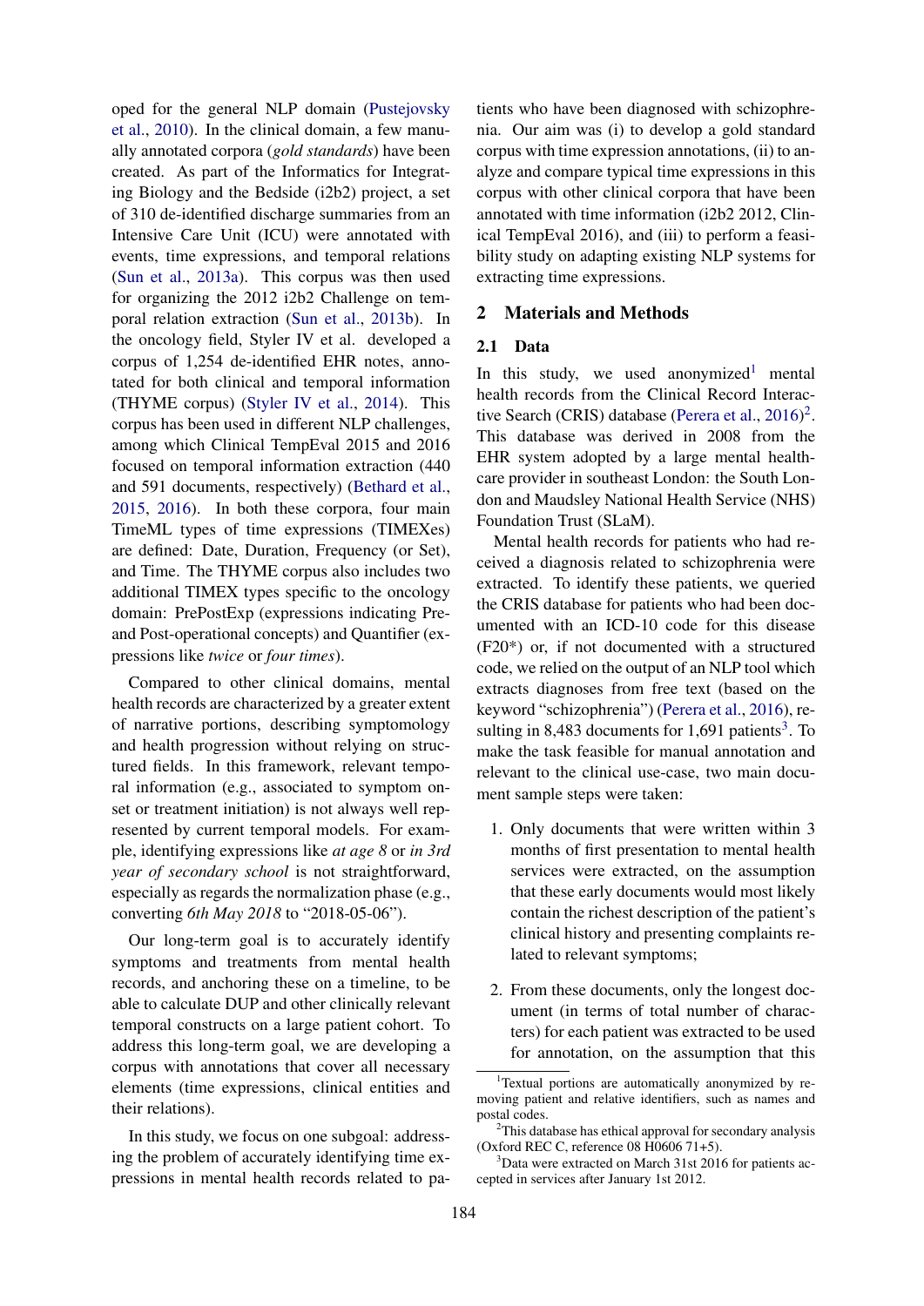oped for the general NLP domain (Pustejovsky et al., 2010). In the clinical domain, a few manually annotated corpora (*gold standards*) have been created. As part of the Informatics for Integrating Biology and the Bedside (i2b2) project, a set of 310 de-identified discharge summaries from an Intensive Care Unit (ICU) were annotated with events, time expressions, and temporal relations (Sun et al., 2013a). This corpus was then used for organizing the 2012 i2b2 Challenge on temporal relation extraction (Sun et al., 2013b). In the oncology field, Styler IV et al. developed a corpus of 1,254 de-identified EHR notes, annotated for both clinical and temporal information (THYME corpus) (Styler IV et al., 2014). This corpus has been used in different NLP challenges, among which Clinical TempEval 2015 and 2016 focused on temporal information extraction (440 and 591 documents, respectively) (Bethard et al., 2015, 2016). In both these corpora, four main TimeML types of time expressions (TIMEXes) are defined: Date, Duration, Frequency (or Set), and Time. The THYME corpus also includes two additional TIMEX types specific to the oncology domain: PrePostExp (expressions indicating Pre- and Post-operational concepts) and Quantifier (expressions like *twice* or *four times*).

Compared to other clinical domains, mental health records are characterized by a greater extent of narrative portions, describing symptomology and health progression without relying on structured fields. In this framework, relevant temporal information (e.g., associated to symptom onset or treatment initiation) is not always well represented by current temporal models. For example, identifying expressions like *at age 8* or *in 3rd year of secondary school* is not straightforward, especially as regards the normalization phase (e.g., converting *6th May 2018* to "2018-05-06").

Our long-term goal is to accurately identify symptoms and treatments from mental health records, and anchoring these on a timeline, to be able to calculate DUP and other clinically relevant temporal constructs on a large patient cohort. To address this long-term goal, we are developing a corpus with annotations that cover all necessary elements (time expressions, clinical entities and their relations).

In this study, we focus on one subgoal: addressing the problem of accurately identifying time expressions in mental health records related to patients who have been diagnosed with schizophrenia. Our aim was (i) to develop a gold standard corpus with time expression annotations, (ii) to analyze and compare typical time expressions in this corpus with other clinical corpora that have been annotated with time information (i2b2 2012, Clinical TempEval 2016), and (iii) to perform a feasibility study on adapting existing NLP systems for extracting time expressions.

## 2 Materials and Methods

### 2.1 Data

In this study, we used anonymized[1] mental health records from the Clinical Record Interactive Search (CRIS) database (Perera et al., 2016)[2]. This database was derived in 2008 from the EHR system adopted by a large mental healthcare provider in southeast London: the South London and Maudsley National Health Service (NHS) Foundation Trust (SLaM).

Mental health records for patients who had received a diagnosis related to schizophrenia were extracted. To identify these patients, we queried the CRIS database for patients who had been documented with an ICD-10 code for this disease (F20*) or, if not documented with a structured code, we relied on the output of an NLP tool which extracts diagnoses from free text (based on the keyword "schizophrenia") (Perera et al., 2016), resulting in 8,483 documents for 1,691 patients[3]. To make the task feasible for manual annotation and relevant to the clinical use-case, two main document sample steps were taken:

1. Only documents that were written within 3 months of first presentation to mental health services were extracted, on the assumption that these early documents would most likely contain the richest description of the patient's clinical history and presenting complaints related to relevant symptoms;

2. From these documents, only the longest document (in terms of total number of characters) for each patient was extracted to be used for annotation, on the assumption that this

[1] Textual portions are automatically anonymized by removing patient and relative identifiers, such as names and postal codes.

[2] This database has ethical approval for secondary analysis (Oxford REC C, reference 08 H0606 71+5).

[3] Data were extracted on March 31st 2016 for patients accepted in services after January 1st 2012.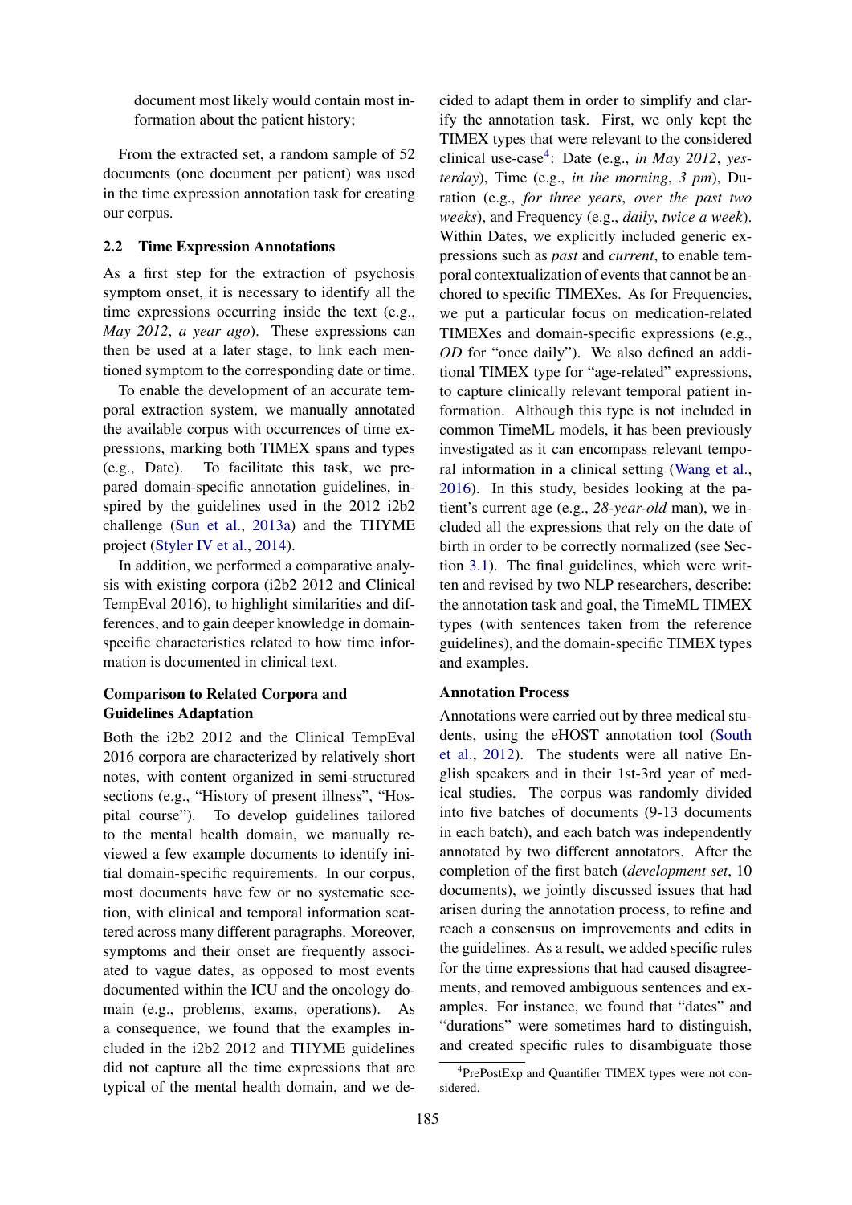document most likely would contain most information about the patient history;

From the extracted set, a random sample of 52 documents (one document per patient) was used in the time expression annotation task for creating our corpus.

## 2.2 Time Expression Annotations

As a first step for the extraction of psychosis symptom onset, it is necessary to identify all the time expressions occurring inside the text (e.g., *May 2012*, *a year ago*). These expressions can then be used at a later stage, to link each mentioned symptom to the corresponding date or time.

To enable the development of an accurate temporal extraction system, we manually annotated the available corpus with occurrences of time expressions, marking both TIMEX spans and types (e.g., Date). To facilitate this task, we prepared domain-specific annotation guidelines, inspired by the guidelines used in the 2012 i2b2 challenge (Sun et al., 2013a) and the THYME project (Styler IV et al., 2014).

In addition, we performed a comparative analysis with existing corpora (i2b2 2012 and Clinical TempEval 2016), to highlight similarities and differences, and to gain deeper knowledge in domain-specific characteristics related to how time information is documented in clinical text.

### Comparison to Related Corpora and Guidelines Adaptation

Both the i2b2 2012 and the Clinical TempEval 2016 corpora are characterized by relatively short notes, with content organized in semi-structured sections (e.g., "History of present illness", "Hospital course"). To develop guidelines tailored to the mental health domain, we manually reviewed a few example documents to identify initial domain-specific requirements. In our corpus, most documents have few or no systematic section, with clinical and temporal information scattered across many different paragraphs. Moreover, symptoms and their onset are frequently associated to vague dates, as opposed to most events documented within the ICU and the oncology domain (e.g., problems, exams, operations). As a consequence, we found that the examples included in the i2b2 2012 and THYME guidelines did not capture all the time expressions that are typical of the mental health domain, and we decided to adapt them in order to simplify and clarify the annotation task. First, we only kept the TIMEX types that were relevant to the considered clinical use-case[4]: Date (e.g., *in May 2012*, *yesterday*), Time (e.g., *in the morning*, *3 pm*), Duration (e.g., *for three years*, *over the past two weeks*), and Frequency (e.g., *daily*, *twice a week*). Within Dates, we explicitly included generic expressions such as *past* and *current*, to enable temporal contextualization of events that cannot be anchored to specific TIMEXes. As for Frequencies, we put a particular focus on medication-related TIMEXes and domain-specific expressions (e.g., *OD* for "once daily"). We also defined an additional TIMEX type for "age-related" expressions, to capture clinically relevant temporal patient information. Although this type is not included in common TimeML models, it has been previously investigated as it can encompass relevant temporal information in a clinical setting (Wang et al., 2016). In this study, besides looking at the patient's current age (e.g., *28-year-old* man), we included all the expressions that rely on the date of birth in order to be correctly normalized (see Section 3.1). The final guidelines, which were written and revised by two NLP researchers, describe: the annotation task and goal, the TimeML TIMEX types (with sentences taken from the reference guidelines), and the domain-specific TIMEX types and examples.

### Annotation Process

Annotations were carried out by three medical students, using the eHOST annotation tool (South et al., 2012). The students were all native English speakers and in their 1st-3rd year of medical studies. The corpus was randomly divided into five batches of documents (9-13 documents in each batch), and each batch was independently annotated by two different annotators. After the completion of the first batch (*development set*, 10 documents), we jointly discussed issues that had arisen during the annotation process, to refine and reach a consensus on improvements and edits in the guidelines. As a result, we added specific rules for the time expressions that had caused disagreements, and removed ambiguous sentences and examples. For instance, we found that "dates" and "durations" were sometimes hard to distinguish, and created specific rules to disambiguate those

[4] PrePostExp and Quantifier TIMEX types were not considered.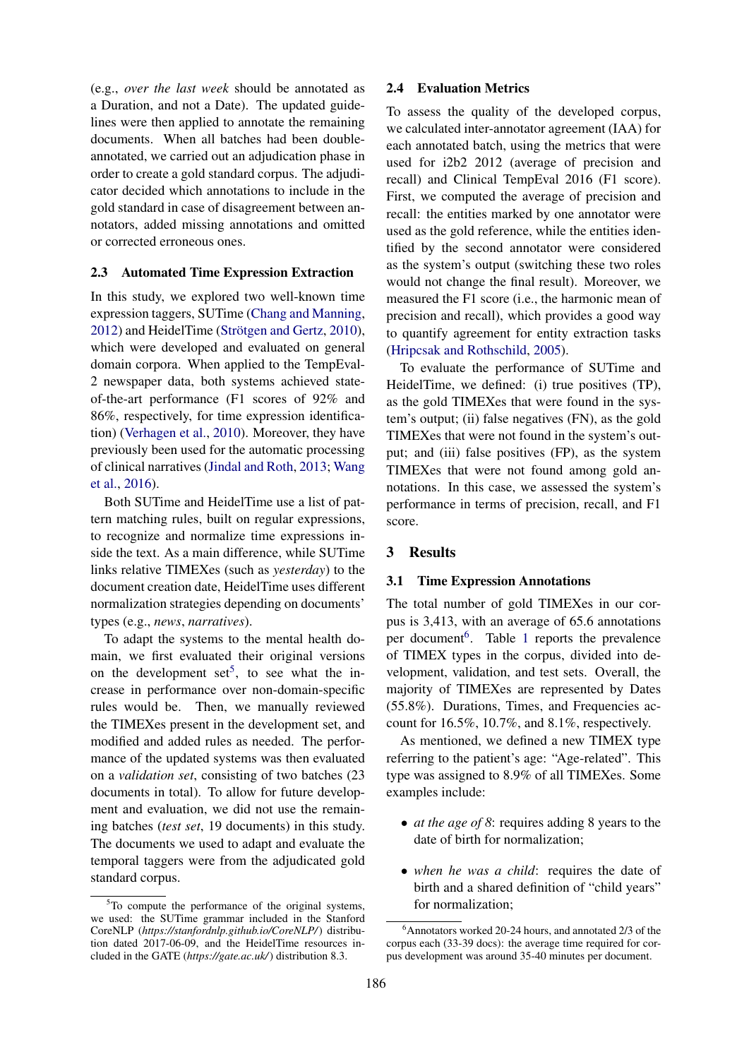(e.g., *over the last week* should be annotated as a Duration, and not a Date). The updated guidelines were then applied to annotate the remaining documents. When all batches had been double-annotated, we carried out an adjudication phase in order to create a gold standard corpus. The adjudicator decided which annotations to include in the gold standard in case of disagreement between annotators, added missing annotations and omitted or corrected erroneous ones.

### 2.3 Automated Time Expression Extraction

In this study, we explored two well-known time expression taggers, SUTime (Chang and Manning, 2012) and HeidelTime (Strötgen and Gertz, 2010), which were developed and evaluated on general domain corpora. When applied to the TempEval-2 newspaper data, both systems achieved state-of-the-art performance (F1 scores of 92% and 86%, respectively, for time expression identification) (Verhagen et al., 2010). Moreover, they have previously been used for the automatic processing of clinical narratives (Jindal and Roth, 2013; Wang et al., 2016).

Both SUTime and HeidelTime use a list of pattern matching rules, built on regular expressions, to recognize and normalize time expressions inside the text. As a main difference, while SUTime links relative TIMEXes (such as *yesterday*) to the document creation date, HeidelTime uses different normalization strategies depending on documents' types (e.g., *news*, *narratives*).

To adapt the systems to the mental health domain, we first evaluated their original versions on the development set[5], to see what the increase in performance over non-domain-specific rules would be. Then, we manually reviewed the TIMEXes present in the development set, and modified and added rules as needed. The performance of the updated systems was then evaluated on a *validation set*, consisting of two batches (23 documents in total). To allow for future development and evaluation, we did not use the remaining batches (*test set*, 19 documents) in this study. The documents we used to adapt and evaluate the temporal taggers were from the adjudicated gold standard corpus.

[5]To compute the performance of the original systems, we used: the SUTime grammar included in the Stanford CoreNLP (*https://stanfordnlp.github.io/CoreNLP/*) distribution dated 2017-06-09, and the HeidelTime resources included in the GATE (*https://gate.ac.uk/*) distribution 8.3.

### 2.4 Evaluation Metrics

To assess the quality of the developed corpus, we calculated inter-annotator agreement (IAA) for each annotated batch, using the metrics that were used for i2b2 2012 (average of precision and recall) and Clinical TempEval 2016 (F1 score). First, we computed the average of precision and recall: the entities marked by one annotator were used as the gold reference, while the entities identified by the second annotator were considered as the system's output (switching these two roles would not change the final result). Moreover, we measured the F1 score (i.e., the harmonic mean of precision and recall), which provides a good way to quantify agreement for entity extraction tasks (Hripcsak and Rothschild, 2005).

To evaluate the performance of SUTime and HeidelTime, we defined: (i) true positives (TP), as the gold TIMEXes that were found in the system's output; (ii) false negatives (FN), as the gold TIMEXes that were not found in the system's output; and (iii) false positives (FP), as the system TIMEXes that were not found among gold annotations. In this case, we assessed the system's performance in terms of precision, recall, and F1 score.

## 3 Results

### 3.1 Time Expression Annotations

The total number of gold TIMEXes in our corpus is 3,413, with an average of 65.6 annotations per document[6]. Table 1 reports the prevalence of TIMEX types in the corpus, divided into development, validation, and test sets. Overall, the majority of TIMEXes are represented by Dates (55.8%). Durations, Times, and Frequencies account for 16.5%, 10.7%, and 8.1%, respectively.

As mentioned, we defined a new TIMEX type referring to the patient's age: "Age-related". This type was assigned to 8.9% of all TIMEXes. Some examples include:

- *at the age of 8*: requires adding 8 years to the date of birth for normalization;
- *when he was a child*: requires the date of birth and a shared definition of "child years" for normalization;

[6]Annotators worked 20-24 hours, and annotated 2/3 of the corpus each (33-39 docs): the average time required for corpus development was around 35-40 minutes per document.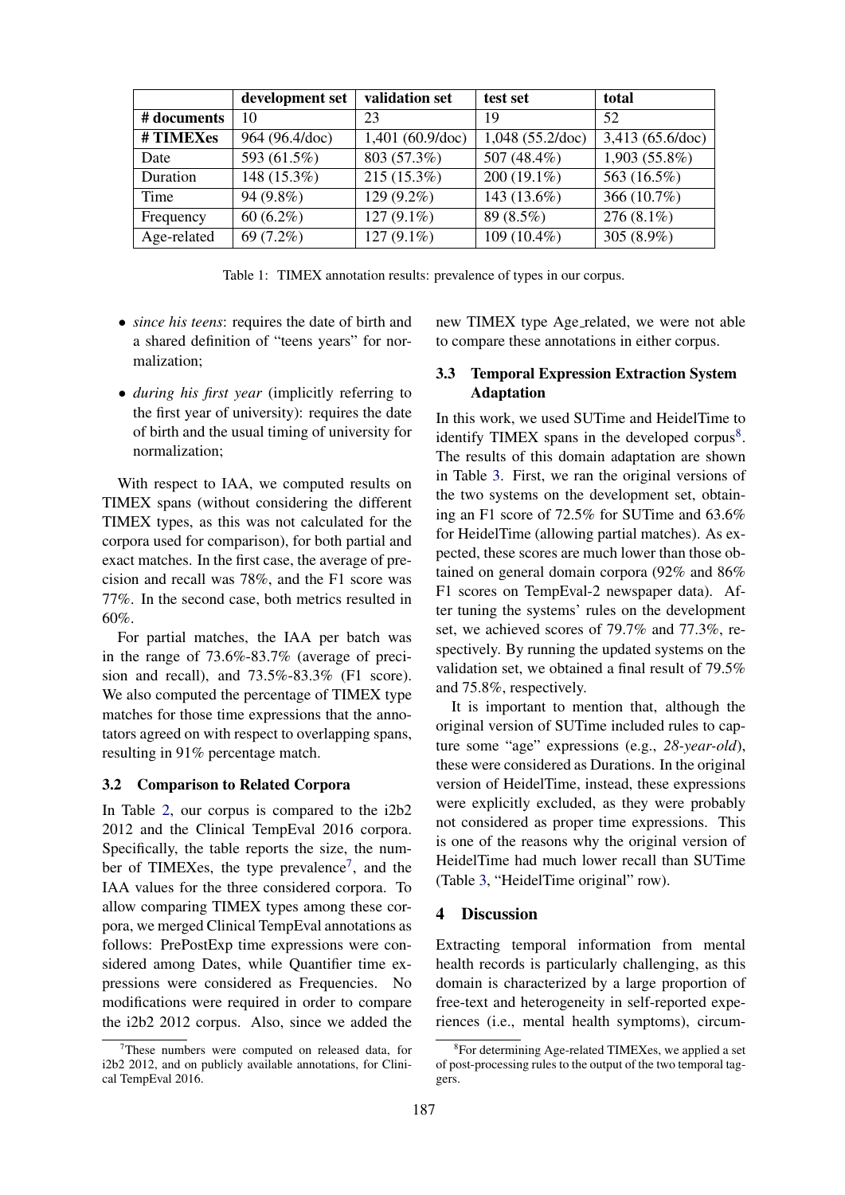| | development set | validation set | test set | total |
|---|---|---|---|---|
| **# documents** | 10 | 23 | 19 | 52 |
| **# TIMEXes** | 964 (96.4/doc) | 1,401 (60.9/doc) | 1,048 (55.2/doc) | 3,413 (65.6/doc) |
| Date | 593 (61.5%) | 803 (57.3%) | 507 (48.4%) | 1,903 (55.8%) |
| Duration | 148 (15.3%) | 215 (15.3%) | 200 (19.1%) | 563 (16.5%) |
| Time | 94 (9.8%) | 129 (9.2%) | 143 (13.6%) | 366 (10.7%) |
| Frequency | 60 (6.2%) | 127 (9.1%) | 89 (8.5%) | 276 (8.1%) |
| Age-related | 69 (7.2%) | 127 (9.1%) | 109 (10.4%) | 305 (8.9%) |

Table 1: TIMEX annotation results: prevalence of types in our corpus.

- *since his teens*: requires the date of birth and a shared definition of "teens years" for normalization;
- *during his first year* (implicitly referring to the first year of university): requires the date of birth and the usual timing of university for normalization;

With respect to IAA, we computed results on TIMEX spans (without considering the different TIMEX types, as this was not calculated for the corpora used for comparison), for both partial and exact matches. In the first case, the average of precision and recall was 78%, and the F1 score was 77%. In the second case, both metrics resulted in 60%.

For partial matches, the IAA per batch was in the range of 73.6%-83.7% (average of precision and recall), and 73.5%-83.3% (F1 score). We also computed the percentage of TIMEX type matches for those time expressions that the annotators agreed on with respect to overlapping spans, resulting in 91% percentage match.

### 3.2 Comparison to Related Corpora

In Table 2, our corpus is compared to the i2b2 2012 and the Clinical TempEval 2016 corpora. Specifically, the table reports the size, the number of TIMEXes, the type prevalence[7], and the IAA values for the three considered corpora. To allow comparing TIMEX types among these corpora, we merged Clinical TempEval annotations as follows: PrePostExp time expressions were considered among Dates, while Quantifier time expressions were considered as Frequencies. No modifications were required in order to compare the i2b2 2012 corpus. Also, since we added the new TIMEX type Age_related, we were not able to compare these annotations in either corpus.

### 3.3 Temporal Expression Extraction System Adaptation

In this work, we used SUTime and HeidelTime to identify TIMEX spans in the developed corpus[8]. The results of this domain adaptation are shown in Table 3. First, we ran the original versions of the two systems on the development set, obtaining an F1 score of 72.5% for SUTime and 63.6% for HeidelTime (allowing partial matches). As expected, these scores are much lower than those obtained on general domain corpora (92% and 86% F1 scores on TempEval-2 newspaper data). After tuning the systems' rules on the development set, we achieved scores of 79.7% and 77.3%, respectively. By running the updated systems on the validation set, we obtained a final result of 79.5% and 75.8%, respectively.

It is important to mention that, although the original version of SUTime included rules to capture some "age" expressions (e.g., *28-year-old*), these were considered as Durations. In the original version of HeidelTime, instead, these expressions were explicitly excluded, as they were probably not considered as proper time expressions. This is one of the reasons why the original version of HeidelTime had much lower recall than SUTime (Table 3, "HeidelTime original" row).

## 4 Discussion

Extracting temporal information from mental health records is particularly challenging, as this domain is characterized by a large proportion of free-text and heterogeneity in self-reported experiences (i.e., mental health symptoms), circum-

[7]These numbers were computed on released data, for i2b2 2012, and on publicly available annotations, for Clinical TempEval 2016.

[8]For determining Age-related TIMEXes, we applied a set of post-processing rules to the output of the two temporal taggers.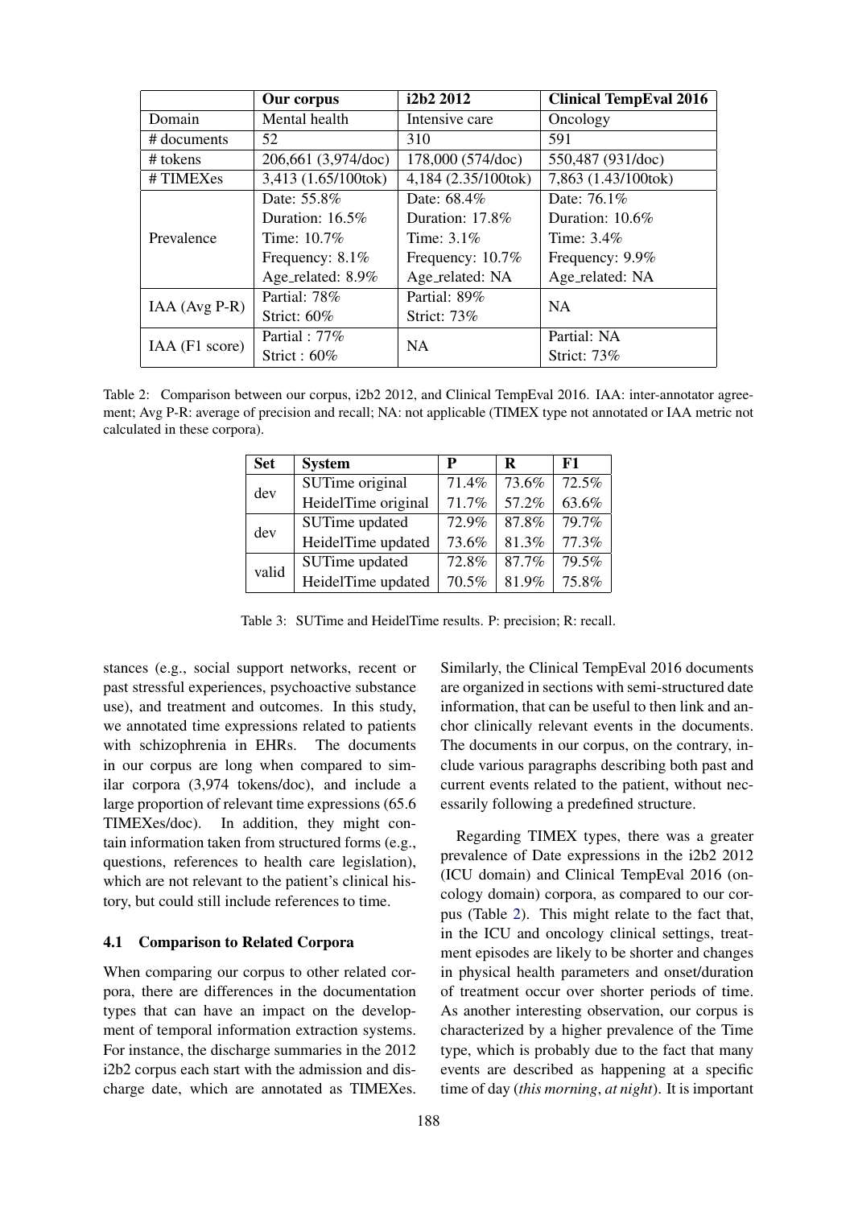| | Our corpus | i2b2 2012 | Clinical TempEval 2016 |
|---|---|---|---|
| Domain | Mental health | Intensive care | Oncology |
| # documents | 52 | 310 | 591 |
| # tokens | 206,661 (3,974/doc) | 178,000 (574/doc) | 550,487 (931/doc) |
| # TIMEXes | 3,413 (1.65/100tok) | 4,184 (2.35/100tok) | 7,863 (1.43/100tok) |
| Prevalence | Date: 55.8%<br>Duration: 16.5%<br>Time: 10.7%<br>Frequency: 8.1%<br>Age_related: 8.9% | Date: 68.4%<br>Duration: 17.8%<br>Time: 3.1%<br>Frequency: 10.7%<br>Age_related: NA | Date: 76.1%<br>Duration: 10.6%<br>Time: 3.4%<br>Frequency: 9.9%<br>Age_related: NA |
| IAA (Avg P-R) | Partial: 78%<br>Strict: 60% | Partial: 89%<br>Strict: 73% | NA |
| IAA (F1 score) | Partial : 77%<br>Strict : 60% | NA | Partial: NA<br>Strict: 73% |

Table 2: Comparison between our corpus, i2b2 2012, and Clinical TempEval 2016. IAA: inter-annotator agreement; Avg P-R: average of precision and recall; NA: not applicable (TIMEX type not annotated or IAA metric not calculated in these corpora).

| Set | System | P | R | F1 |
|---|---|---|---|---|
| dev | SUTime original | 71.4% | 73.6% | 72.5% |
| | HeidelTime original | 71.7% | 57.2% | 63.6% |
| dev | SUTime updated | 72.9% | 87.8% | 79.7% |
| | HeidelTime updated | 73.6% | 81.3% | 77.3% |
| valid | SUTime updated | 72.8% | 87.7% | 79.5% |
| | HeidelTime updated | 70.5% | 81.9% | 75.8% |

Table 3: SUTime and HeidelTime results. P: precision; R: recall.

stances (e.g., social support networks, recent or past stressful experiences, psychoactive substance use), and treatment and outcomes. In this study, we annotated time expressions related to patients with schizophrenia in EHRs. The documents in our corpus are long when compared to similar corpora (3,974 tokens/doc), and include a large proportion of relevant time expressions (65.6 TIMEXes/doc). In addition, they might contain information taken from structured forms (e.g., questions, references to health care legislation), which are not relevant to the patient's clinical history, but could still include references to time.

### 4.1 Comparison to Related Corpora

When comparing our corpus to other related corpora, there are differences in the documentation types that can have an impact on the development of temporal information extraction systems. For instance, the discharge summaries in the 2012 i2b2 corpus each start with the admission and discharge date, which are annotated as TIMEXes. Similarly, the Clinical TempEval 2016 documents are organized in sections with semi-structured date information, that can be useful to then link and anchor clinically relevant events in the documents. The documents in our corpus, on the contrary, include various paragraphs describing both past and current events related to the patient, without necessarily following a predefined structure.

Regarding TIMEX types, there was a greater prevalence of Date expressions in the i2b2 2012 (ICU domain) and Clinical TempEval 2016 (oncology domain) corpora, as compared to our corpus (Table 2). This might relate to the fact that, in the ICU and oncology clinical settings, treatment episodes are likely to be shorter and changes in physical health parameters and onset/duration of treatment occur over shorter periods of time. As another interesting observation, our corpus is characterized by a higher prevalence of the Time type, which is probably due to the fact that many events are described as happening at a specific time of day (*this morning*, *at night*). It is important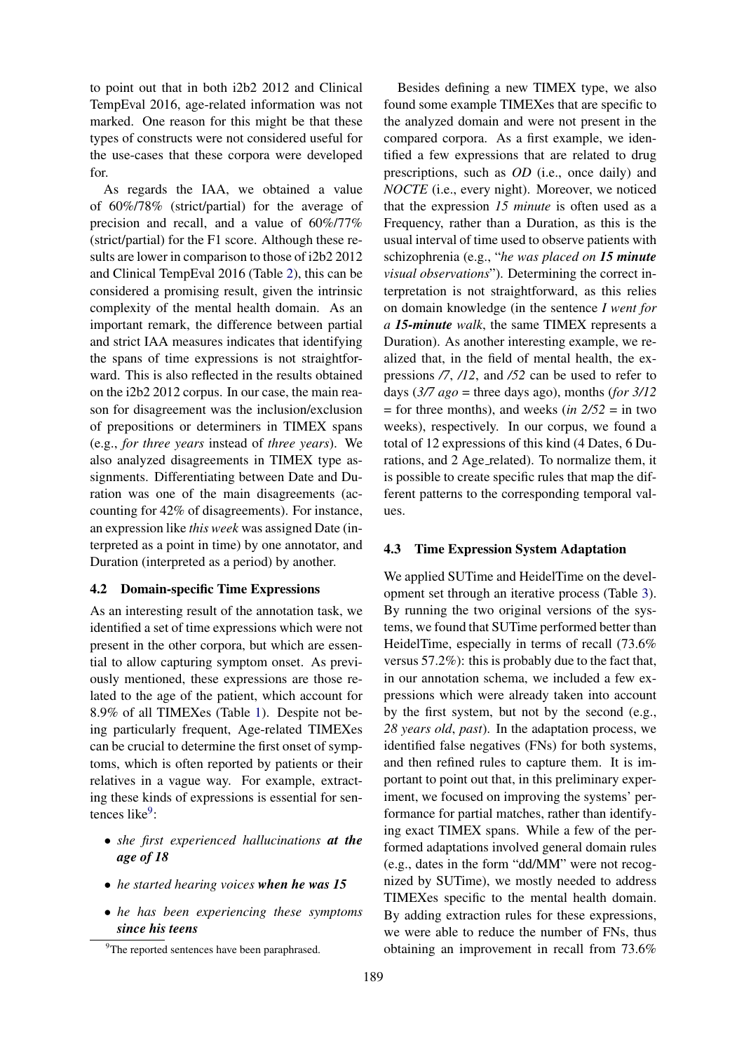to point out that in both i2b2 2012 and Clinical TempEval 2016, age-related information was not marked. One reason for this might be that these types of constructs were not considered useful for the use-cases that these corpora were developed for.

As regards the IAA, we obtained a value of 60%/78% (strict/partial) for the average of precision and recall, and a value of 60%/77% (strict/partial) for the F1 score. Although these results are lower in comparison to those of i2b2 2012 and Clinical TempEval 2016 (Table 2), this can be considered a promising result, given the intrinsic complexity of the mental health domain. As an important remark, the difference between partial and strict IAA measures indicates that identifying the spans of time expressions is not straightforward. This is also reflected in the results obtained on the i2b2 2012 corpus. In our case, the main reason for disagreement was the inclusion/exclusion of prepositions or determiners in TIMEX spans (e.g., *for three years* instead of *three years*). We also analyzed disagreements in TIMEX type assignments. Differentiating between Date and Duration was one of the main disagreements (accounting for 42% of disagreements). For instance, an expression like *this week* was assigned Date (interpreted as a point in time) by one annotator, and Duration (interpreted as a period) by another.

## 4.2 Domain-specific Time Expressions

As an interesting result of the annotation task, we identified a set of time expressions which were not present in the other corpora, but which are essential to allow capturing symptom onset. As previously mentioned, these expressions are those related to the age of the patient, which account for 8.9% of all TIMEXes (Table 1). Despite not being particularly frequent, Age-related TIMEXes can be crucial to determine the first onset of symptoms, which is often reported by patients or their relatives in a vague way. For example, extracting these kinds of expressions is essential for sentences like[9]:

- *she first experienced hallucinations* ***at the age of 18***
- *he started hearing voices* ***when he was 15***
- *he has been experiencing these symptoms* ***since his teens***

[9]The reported sentences have been paraphrased.

Besides defining a new TIMEX type, we also found some example TIMEXes that are specific to the analyzed domain and were not present in the compared corpora. As a first example, we identified a few expressions that are related to drug prescriptions, such as *OD* (i.e., once daily) and *NOCTE* (i.e., every night). Moreover, we noticed that the expression *15 minute* is often used as a Frequency, rather than a Duration, as this is the usual interval of time used to observe patients with schizophrenia (e.g., "*he was placed on* ***15 minute*** *visual observations*"). Determining the correct interpretation is not straightforward, as this relies on domain knowledge (in the sentence *I went for a* ***15-minute*** *walk*, the same TIMEX represents a Duration). As another interesting example, we realized that, in the field of mental health, the expressions */7*, */12*, and */52* can be used to refer to days (*3/7 ago* = three days ago), months (*for 3/12* = for three months), and weeks (*in 2/52* = in two weeks), respectively. In our corpus, we found a total of 12 expressions of this kind (4 Dates, 6 Durations, and 2 Age_related). To normalize them, it is possible to create specific rules that map the different patterns to the corresponding temporal values.

## 4.3 Time Expression System Adaptation

We applied SUTime and HeidelTime on the development set through an iterative process (Table 3). By running the two original versions of the systems, we found that SUTime performed better than HeidelTime, especially in terms of recall (73.6% versus 57.2%): this is probably due to the fact that, in our annotation schema, we included a few expressions which were already taken into account by the first system, but not by the second (e.g., *28 years old*, *past*). In the adaptation process, we identified false negatives (FNs) for both systems, and then refined rules to capture them. It is important to point out that, in this preliminary experiment, we focused on improving the systems' performance for partial matches, rather than identifying exact TIMEX spans. While a few of the performed adaptations involved general domain rules (e.g., dates in the form "dd/MM" were not recognized by SUTime), we mostly needed to address TIMEXes specific to the mental health domain. By adding extraction rules for these expressions, we were able to reduce the number of FNs, thus obtaining an improvement in recall from 73.6%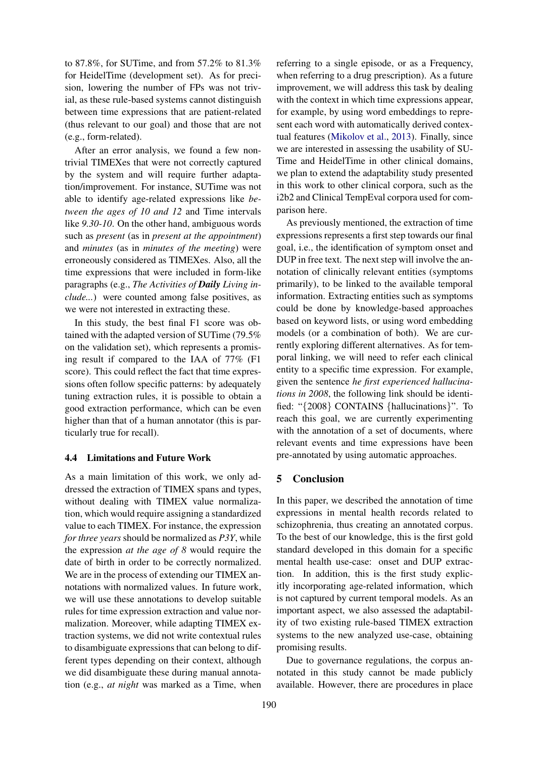to 87.8%, for SUTime, and from 57.2% to 81.3% for HeidelTime (development set). As for precision, lowering the number of FPs was not trivial, as these rule-based systems cannot distinguish between time expressions that are patient-related (thus relevant to our goal) and those that are not (e.g., form-related).

After an error analysis, we found a few non-trivial TIMEXes that were not correctly captured by the system and will require further adaptation/improvement. For instance, SUTime was not able to identify age-related expressions like *between the ages of 10 and 12* and Time intervals like *9.30-10*. On the other hand, ambiguous words such as *present* (as in *present at the appointment*) and *minutes* (as in *minutes of the meeting*) were erroneously considered as TIMEXes. Also, all the time expressions that were included in form-like paragraphs (e.g., *The Activities of* ***Daily*** *Living include...*) were counted among false positives, as we were not interested in extracting these.

In this study, the best final F1 score was obtained with the adapted version of SUTime (79.5% on the validation set), which represents a promising result if compared to the IAA of 77% (F1 score). This could reflect the fact that time expressions often follow specific patterns: by adequately tuning extraction rules, it is possible to obtain a good extraction performance, which can be even higher than that of a human annotator (this is particularly true for recall).

### 4.4 Limitations and Future Work

As a main limitation of this work, we only addressed the extraction of TIMEX spans and types, without dealing with TIMEX value normalization, which would require assigning a standardized value to each TIMEX. For instance, the expression *for three years* should be normalized as *P3Y*, while the expression *at the age of 8* would require the date of birth in order to be correctly normalized. We are in the process of extending our TIMEX annotations with normalized values. In future work, we will use these annotations to develop suitable rules for time expression extraction and value normalization. Moreover, while adapting TIMEX extraction systems, we did not write contextual rules to disambiguate expressions that can belong to different types depending on their context, although we did disambiguate these during manual annotation (e.g., *at night* was marked as a Time, when referring to a single episode, or as a Frequency, when referring to a drug prescription). As a future improvement, we will address this task by dealing with the context in which time expressions appear, for example, by using word embeddings to represent each word with automatically derived contextual features (Mikolov et al., 2013). Finally, since we are interested in assessing the usability of SUTime and HeidelTime in other clinical domains, we plan to extend the adaptability study presented in this work to other clinical corpora, such as the i2b2 and Clinical TempEval corpora used for comparison here.

As previously mentioned, the extraction of time expressions represents a first step towards our final goal, i.e., the identification of symptom onset and DUP in free text. The next step will involve the annotation of clinically relevant entities (symptoms primarily), to be linked to the available temporal information. Extracting entities such as symptoms could be done by knowledge-based approaches based on keyword lists, or using word embedding models (or a combination of both). We are currently exploring different alternatives. As for temporal linking, we will need to refer each clinical entity to a specific time expression. For example, given the sentence *he first experienced hallucinations in 2008*, the following link should be identified: "{2008} CONTAINS {hallucinations}". To reach this goal, we are currently experimenting with the annotation of a set of documents, where relevant events and time expressions have been pre-annotated by using automatic approaches.

## 5 Conclusion

In this paper, we described the annotation of time expressions in mental health records related to schizophrenia, thus creating an annotated corpus. To the best of our knowledge, this is the first gold standard developed in this domain for a specific mental health use-case: onset and DUP extraction. In addition, this is the first study explicitly incorporating age-related information, which is not captured by current temporal models. As an important aspect, we also assessed the adaptability of two existing rule-based TIMEX extraction systems to the new analyzed use-case, obtaining promising results.

Due to governance regulations, the corpus annotated in this study cannot be made publicly available. However, there are procedures in place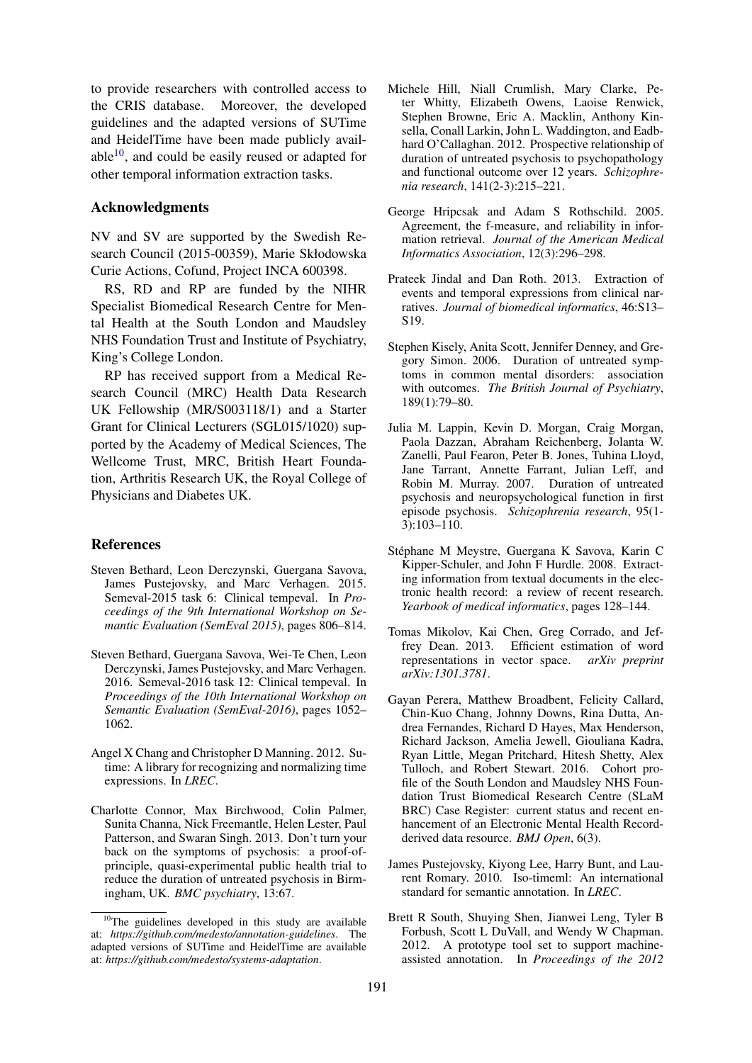to provide researchers with controlled access to the CRIS database. Moreover, the developed guidelines and the adapted versions of SUTime and HeidelTime have been made publicly available[10], and could be easily reused or adapted for other temporal information extraction tasks.

## Acknowledgments

NV and SV are supported by the Swedish Research Council (2015-00359), Marie Skłodowska Curie Actions, Cofund, Project INCA 600398.

RS, RD and RP are funded by the NIHR Specialist Biomedical Research Centre for Mental Health at the South London and Maudsley NHS Foundation Trust and Institute of Psychiatry, King's College London.

RP has received support from a Medical Research Council (MRC) Health Data Research UK Fellowship (MR/S003118/1) and a Starter Grant for Clinical Lecturers (SGL015/1020) supported by the Academy of Medical Sciences, The Wellcome Trust, MRC, British Heart Foundation, Arthritis Research UK, the Royal College of Physicians and Diabetes UK.

## References

Steven Bethard, Leon Derczynski, Guergana Savova, James Pustejovsky, and Marc Verhagen. 2015. Semeval-2015 task 6: Clinical tempeval. In *Proceedings of the 9th International Workshop on Semantic Evaluation (SemEval 2015)*, pages 806–814.

Steven Bethard, Guergana Savova, Wei-Te Chen, Leon Derczynski, James Pustejovsky, and Marc Verhagen. 2016. Semeval-2016 task 12: Clinical tempeval. In *Proceedings of the 10th International Workshop on Semantic Evaluation (SemEval-2016)*, pages 1052–1062.

Angel X Chang and Christopher D Manning. 2012. Sutime: A library for recognizing and normalizing time expressions. In *LREC*.

Charlotte Connor, Max Birchwood, Colin Palmer, Sunita Channa, Nick Freemantle, Helen Lester, Paul Patterson, and Swaran Singh. 2013. Don't turn your back on the symptoms of psychosis: a proof-of-principle, quasi-experimental public health trial to reduce the duration of untreated psychosis in Birmingham, UK. *BMC psychiatry*, 13:67.

Michele Hill, Niall Crumlish, Mary Clarke, Peter Whitty, Elizabeth Owens, Laoise Renwick, Stephen Browne, Eric A. Macklin, Anthony Kinsella, Conall Larkin, John L. Waddington, and Eadbhard O'Callaghan. 2012. Prospective relationship of duration of untreated psychosis to psychopathology and functional outcome over 12 years. *Schizophrenia research*, 141(2-3):215–221.

George Hripcsak and Adam S Rothschild. 2005. Agreement, the f-measure, and reliability in information retrieval. *Journal of the American Medical Informatics Association*, 12(3):296–298.

Prateek Jindal and Dan Roth. 2013. Extraction of events and temporal expressions from clinical narratives. *Journal of biomedical informatics*, 46:S13–S19.

Stephen Kisely, Anita Scott, Jennifer Denney, and Gregory Simon. 2006. Duration of untreated symptoms in common mental disorders: association with outcomes. *The British Journal of Psychiatry*, 189(1):79–80.

Julia M. Lappin, Kevin D. Morgan, Craig Morgan, Paola Dazzan, Abraham Reichenberg, Jolanta W. Zanelli, Paul Fearon, Peter B. Jones, Tuhina Lloyd, Jane Tarrant, Annette Farrant, Julian Leff, and Robin M. Murray. 2007. Duration of untreated psychosis and neuropsychological function in first episode psychosis. *Schizophrenia research*, 95(1-3):103–110.

Stéphane M Meystre, Guergana K Savova, Karin C Kipper-Schuler, and John F Hurdle. 2008. Extracting information from textual documents in the electronic health record: a review of recent research. *Yearbook of medical informatics*, pages 128–144.

Tomas Mikolov, Kai Chen, Greg Corrado, and Jeffrey Dean. 2013. Efficient estimation of word representations in vector space. *arXiv preprint arXiv:1301.3781*.

Gayan Perera, Matthew Broadbent, Felicity Callard, Chin-Kuo Chang, Johnny Downs, Rina Dutta, Andrea Fernandes, Richard D Hayes, Max Henderson, Richard Jackson, Amelia Jewell, Giouliana Kadra, Ryan Little, Megan Pritchard, Hitesh Shetty, Alex Tulloch, and Robert Stewart. 2016. Cohort profile of the South London and Maudsley NHS Foundation Trust Biomedical Research Centre (SLaM BRC) Case Register: current status and recent enhancement of an Electronic Mental Health Record-derived data resource. *BMJ Open*, 6(3).

James Pustejovsky, Kiyong Lee, Harry Bunt, and Laurent Romary. 2010. Iso-timeml: An international standard for semantic annotation. In *LREC*.

Brett R South, Shuying Shen, Jianwei Leng, Tyler B Forbush, Scott L DuVall, and Wendy W Chapman. 2012. A prototype tool set to support machine-assisted annotation. In *Proceedings of the 2012*

[10] The guidelines developed in this study are available at: *https://github.com/medesto/annotation-guidelines*. The adapted versions of SUTime and HeidelTime are available at: *https://github.com/medesto/systems-adaptation*.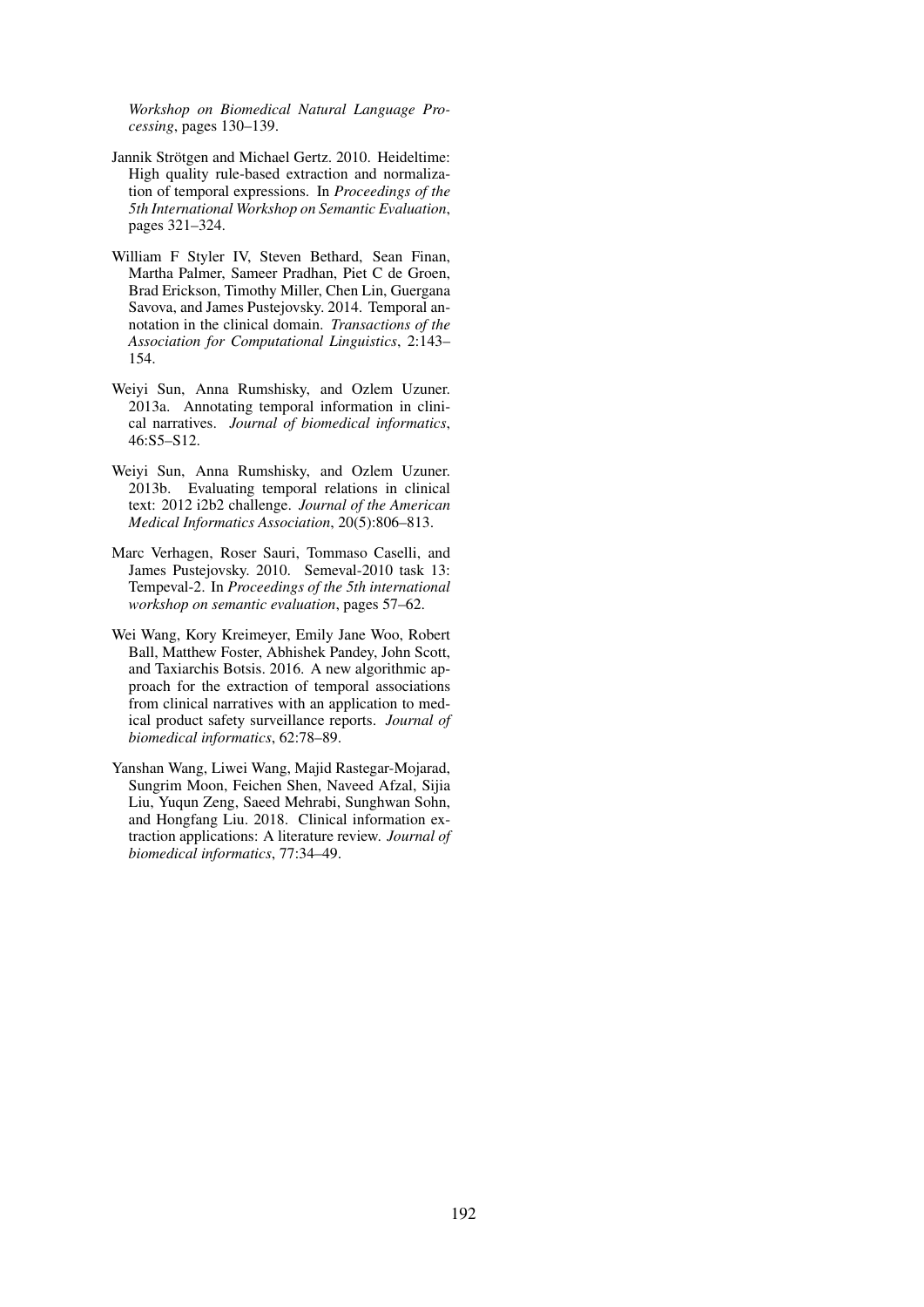*Workshop on Biomedical Natural Language Processing*, pages 130–139.

Jannik Strötgen and Michael Gertz. 2010. Heideltime: High quality rule-based extraction and normalization of temporal expressions. In *Proceedings of the 5th International Workshop on Semantic Evaluation*, pages 321–324.

William F Styler IV, Steven Bethard, Sean Finan, Martha Palmer, Sameer Pradhan, Piet C de Groen, Brad Erickson, Timothy Miller, Chen Lin, Guergana Savova, and James Pustejovsky. 2014. Temporal annotation in the clinical domain. *Transactions of the Association for Computational Linguistics*, 2:143–154.

Weiyi Sun, Anna Rumshisky, and Ozlem Uzuner. 2013a. Annotating temporal information in clinical narratives. *Journal of biomedical informatics*, 46:S5–S12.

Weiyi Sun, Anna Rumshisky, and Ozlem Uzuner. 2013b. Evaluating temporal relations in clinical text: 2012 i2b2 challenge. *Journal of the American Medical Informatics Association*, 20(5):806–813.

Marc Verhagen, Roser Sauri, Tommaso Caselli, and James Pustejovsky. 2010. Semeval-2010 task 13: Tempeval-2. In *Proceedings of the 5th international workshop on semantic evaluation*, pages 57–62.

Wei Wang, Kory Kreimeyer, Emily Jane Woo, Robert Ball, Matthew Foster, Abhishek Pandey, John Scott, and Taxiarchis Botsis. 2016. A new algorithmic approach for the extraction of temporal associations from clinical narratives with an application to medical product safety surveillance reports. *Journal of biomedical informatics*, 62:78–89.

Yanshan Wang, Liwei Wang, Majid Rastegar-Mojarad, Sungrim Moon, Feichen Shen, Naveed Afzal, Sijia Liu, Yuqun Zeng, Saeed Mehrabi, Sunghwan Sohn, and Hongfang Liu. 2018. Clinical information extraction applications: A literature review. *Journal of biomedical informatics*, 77:34–49.